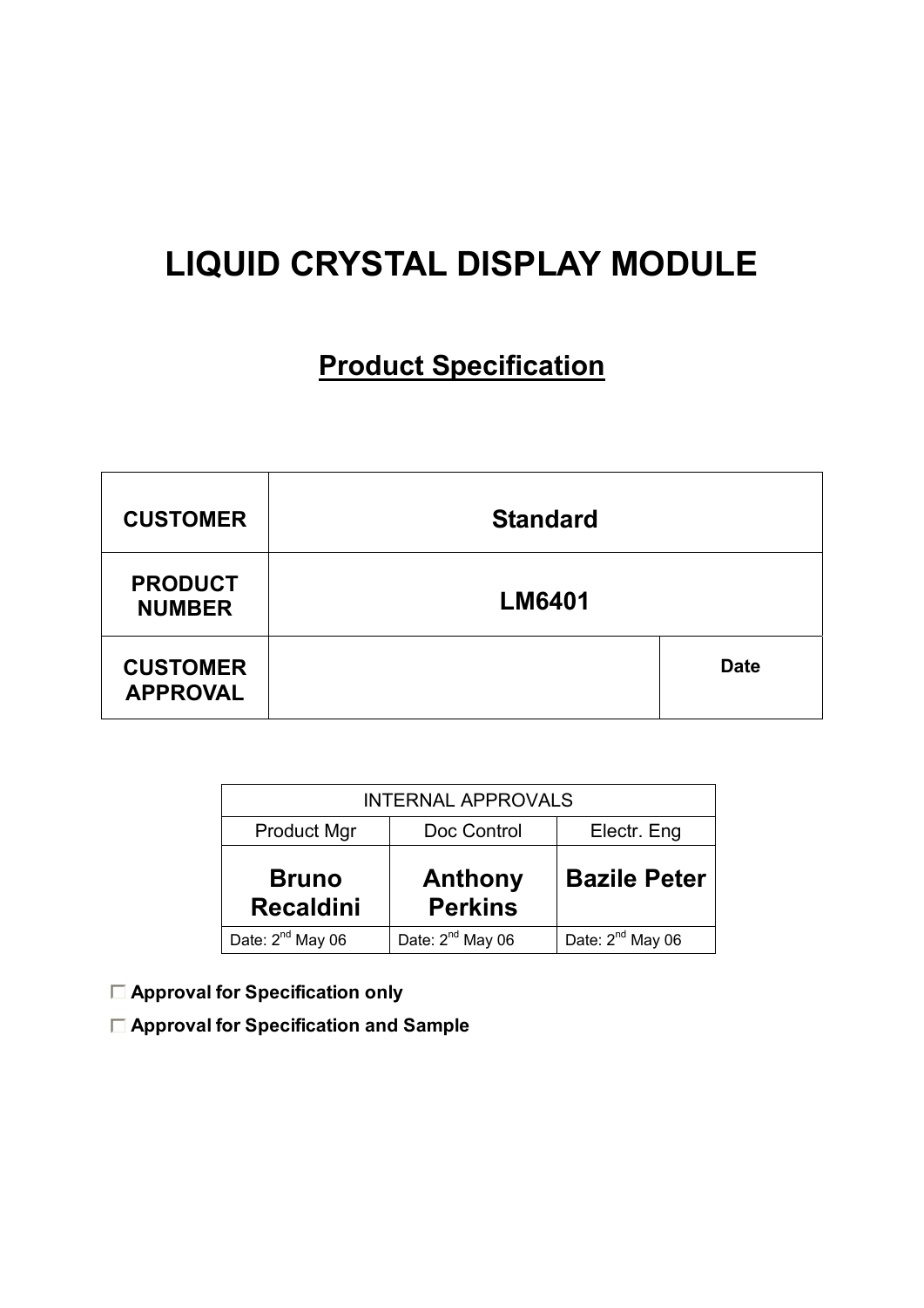# LIQUID CRYSTAL DISPLAY MODULE

## Product Specification

| **CUSTOMER** | **Standard** | |
|---|---|---|
| **PRODUCT NUMBER** | **LM6401** | |
| **CUSTOMER APPROVAL** | | **Date** |

| INTERNAL APPROVALS | | |
|---|---|---|
| Product Mgr | Doc Control | Electr. Eng |
| **Bruno Recaldini** | **Anthony Perkins** | **Bazile Peter** |
| Date: 2nd May 06 | Date: 2nd May 06 | Date: 2nd May 06 |

- [ ] **Approval for Specification only**
- [ ] **Approval for Specification and Sample**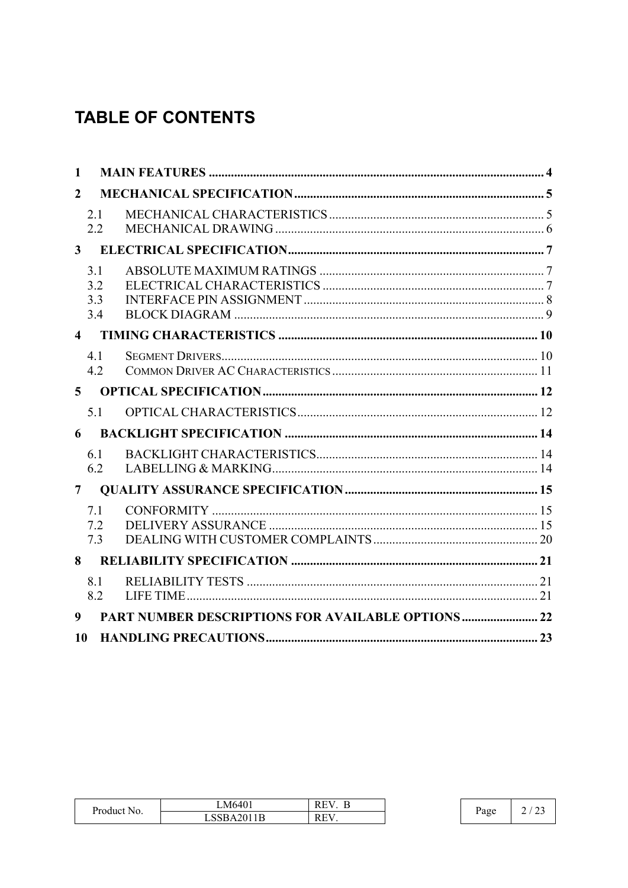# TABLE OF CONTENTS

**1 MAIN FEATURES** ........................................................................................................ **4**

**2 MECHANICAL SPECIFICATION** .............................................................................. **5**

- 2.1 MECHANICAL CHARACTERISTICS ................................................................... 5
- 2.2 MECHANICAL DRAWING .................................................................................... 6

**3 ELECTRICAL SPECIFICATION** ................................................................................ **7**

- 3.1 ABSOLUTE MAXIMUM RATINGS ...................................................................... 7
- 3.2 ELECTRICAL CHARACTERISTICS ..................................................................... 7
- 3.3 INTERFACE PIN ASSIGNMENT .......................................................................... 8
- 3.4 BLOCK DIAGRAM ................................................................................................ 9

**4 TIMING CHARACTERISTICS** .................................................................................. **10**

- 4.1 SEGMENT DRIVERS .................................................................................................. 10
- 4.2 COMMON DRIVER AC CHARACTERISTICS ................................................................ 11

**5 OPTICAL SPECIFICATION** ...................................................................................... **12**

- 5.1 OPTICAL CHARACTERISTICS ............................................................................ 12

**6 BACKLIGHT SPECIFICATION** ................................................................................ **14**

- 6.1 BACKLIGHT CHARACTERISTICS ...................................................................... 14
- 6.2 LABELLING & MARKING .................................................................................... 14

**7 QUALITY ASSURANCE SPECIFICATION** ............................................................ **15**

- 7.1 CONFORMITY ...................................................................................................... 15
- 7.2 DELIVERY ASSURANCE ..................................................................................... 15
- 7.3 DEALING WITH CUSTOMER COMPLAINTS .................................................... 20

**8 RELIABILITY SPECIFICATION** .............................................................................. **21**

- 8.1 RELIABILITY TESTS ........................................................................................... 21
- 8.2 LIFE TIME .............................................................................................................. 21

**9 PART NUMBER DESCRIPTIONS FOR AVAILABLE OPTIONS** ........................ **22**

**10 HANDLING PRECAUTIONS** .................................................................................... **23**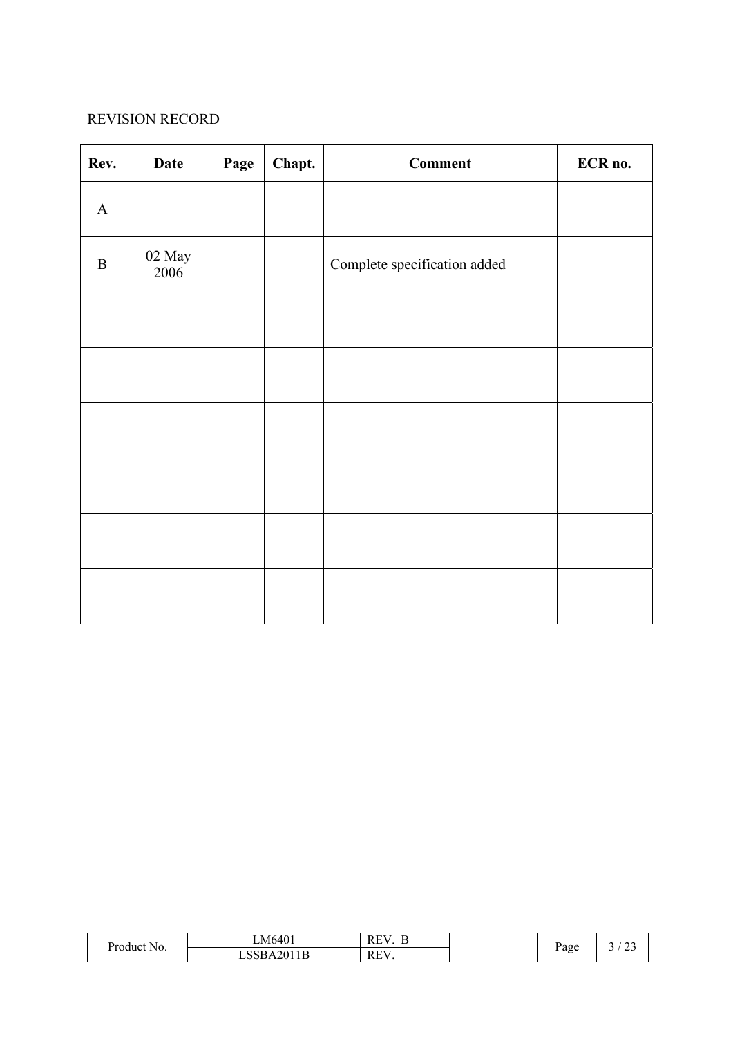REVISION RECORD

| Rev. | Date | Page | Chapt. | Comment | ECR no. |
|---|---|---|---|---|---|
| A | | | | | |
| B | 02 May 2006 | | | Complete specification added | |
| | | | | | |
| | | | | | |
| | | | | | |
| | | | | | |
| | | | | | |
| | | | | | |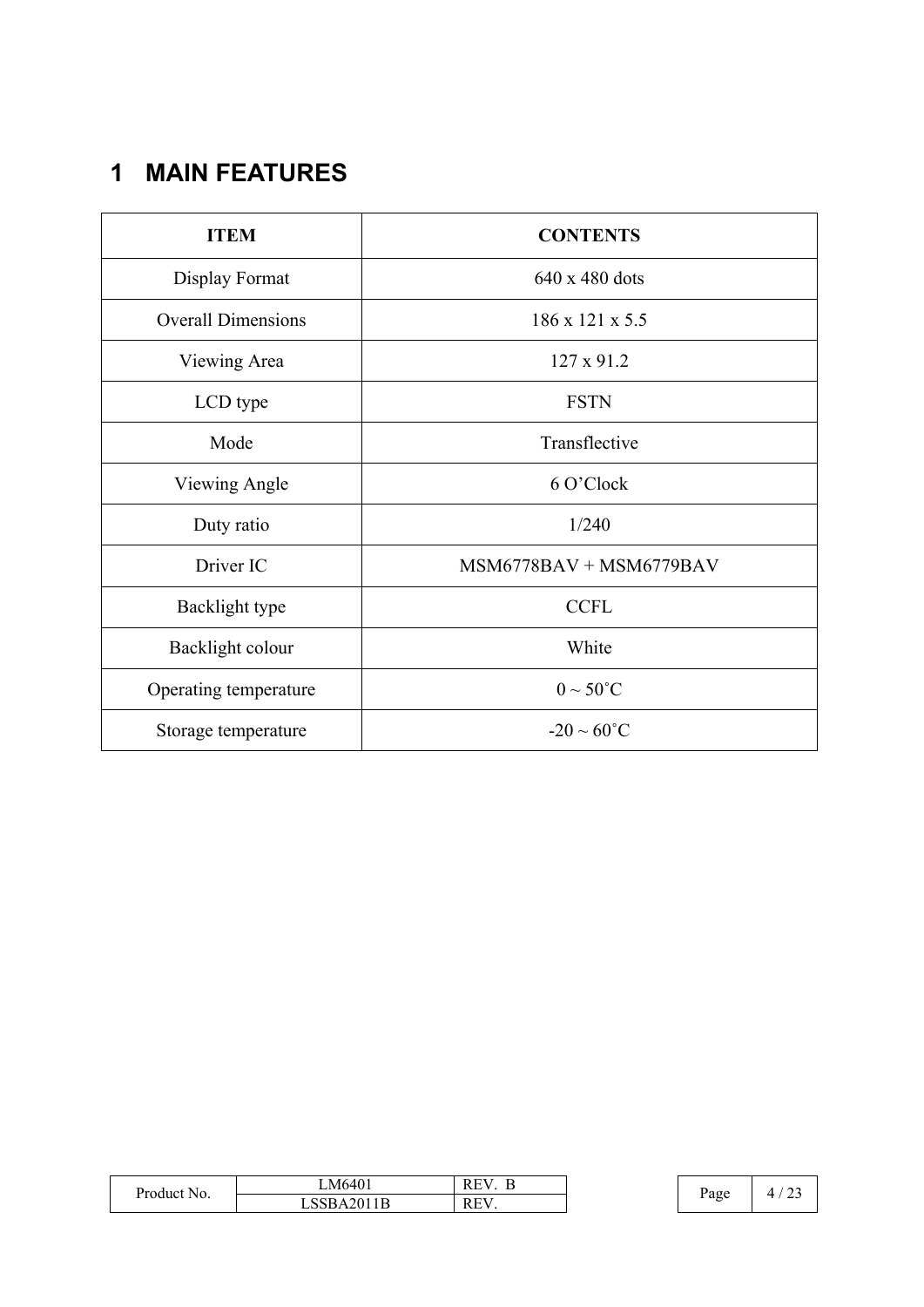# 1 MAIN FEATURES

| ITEM | CONTENTS |
|---|---|
| Display Format | 640 x 480 dots |
| Overall Dimensions | 186 x 121 x 5.5 |
| Viewing Area | 127 x 91.2 |
| LCD type | FSTN |
| Mode | Transflective |
| Viewing Angle | 6 O'Clock |
| Duty ratio | 1/240 |
| Driver IC | MSM6778BAV + MSM6779BAV |
| Backlight type | CCFL |
| Backlight colour | White |
| Operating temperature | 0 ~ 50˚C |
| Storage temperature | -20 ~ 60˚C |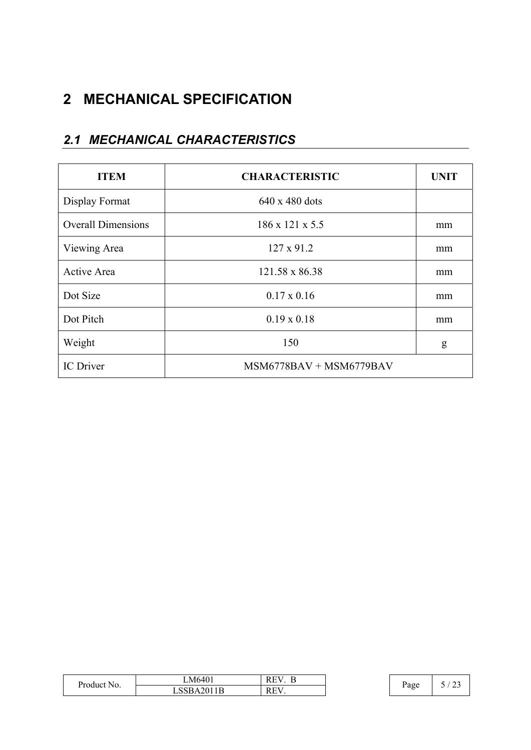# 2 MECHANICAL SPECIFICATION

## 2.1 MECHANICAL CHARACTERISTICS

| ITEM | CHARACTERISTIC | UNIT |
|---|---|---|
| Display Format | 640 x 480 dots | |
| Overall Dimensions | 186 x 121 x 5.5 | mm |
| Viewing Area | 127 x 91.2 | mm |
| Active Area | 121.58 x 86.38 | mm |
| Dot Size | 0.17 x 0.16 | mm |
| Dot Pitch | 0.19 x 0.18 | mm |
| Weight | 150 | g |
| IC Driver | MSM6778BAV + MSM6779BAV | |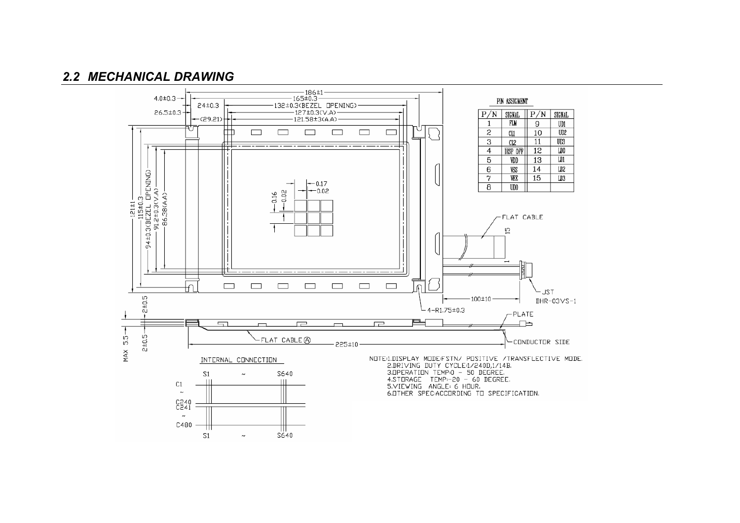## 2.2 MECHANICAL DRAWING

PIN ASSIGMENT

| P/N | SIGNAL | P/N | SIGNAL |
|---|---|---|---|
| 1 | FLM | 9 | UD1 |
| 2 | CL1 | 10 | UD2 |
| 3 | CL2 | 11 | UD3 |
| 4 | DISP OFF | 12 | LD0 |
| 5 | VDD | 13 | LD1 |
| 6 | VSS | 14 | LD2 |
| 7 | VEE | 15 | LD3 |
| 8 | UD0 | | |

NOTE:1.DISPLAY MODE:FSTN/ POSITIVE /TRANSFLECTIVE MODE.
2.DRIVING DUTY CYCLE:1/240D,1/14B.
3.OPERATION TEMP:0 - 50 DEGREE.
4.STORAGE TEMP:-20 - 60 DEGREE.
5.VIEWING ANGLE: 6 HOUR.
6.OTHER SPEC:ACCORDING TO SPECIFICATION.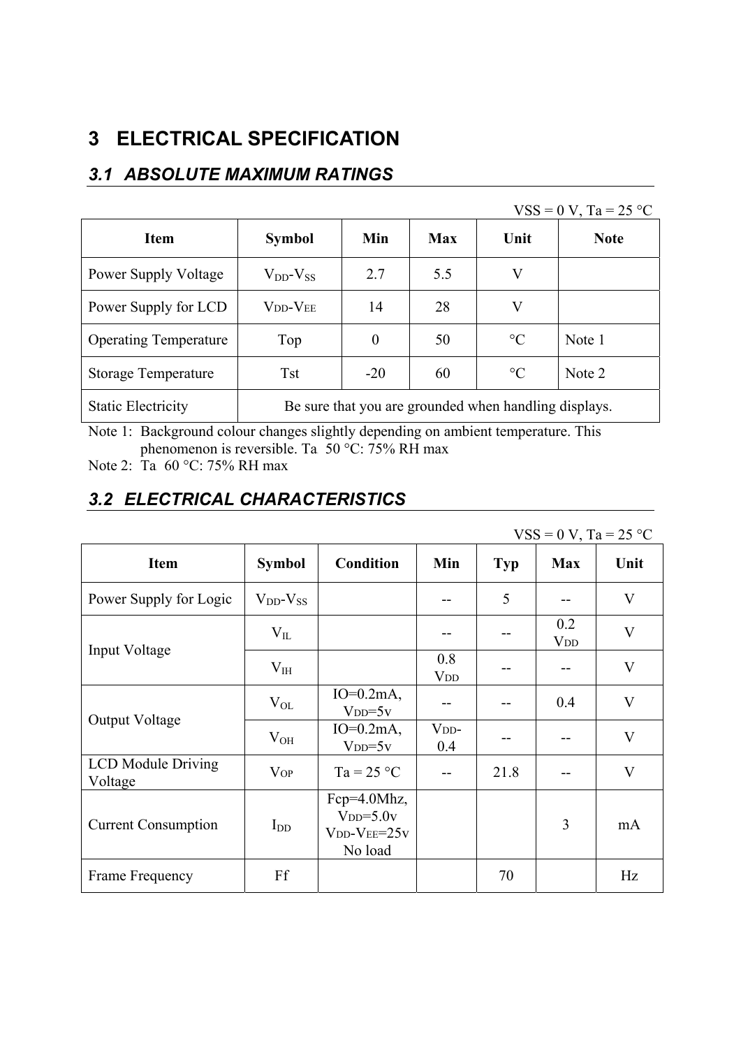# 3 ELECTRICAL SPECIFICATION

## 3.1 ABSOLUTE MAXIMUM RATINGS

VSS = 0 V, Ta = 25 °C

| Item | Symbol | Min | Max | Unit | Note |
|---|---|---|---|---|---|
| Power Supply Voltage | $V_{DD}$-$V_{SS}$ | 2.7 | 5.5 | V | |
| Power Supply for LCD | $V_{DD}$-$V_{EE}$ | 14 | 28 | V | |
| Operating Temperature | Top | 0 | 50 | °C | Note 1 |
| Storage Temperature | Tst | -20 | 60 | °C | Note 2 |
| Static Electricity | Be sure that you are grounded when handling displays. | | | | |

Note 1: Background colour changes slightly depending on ambient temperature. This phenomenon is reversible. Ta 50 °C: 75% RH max

Note 2: Ta 60 °C: 75% RH max

## 3.2 ELECTRICAL CHARACTERISTICS

VSS = 0 V, Ta = 25 °C

| Item | Symbol | Condition | Min | Typ | Max | Unit |
|---|---|---|---|---|---|---|
| Power Supply for Logic | $V_{DD}$-$V_{SS}$ | | -- | 5 | -- | V |
| Input Voltage | $V_{IL}$ | | -- | -- | 0.2 $V_{DD}$ | V |
| | $V_{IH}$ | | 0.8 $V_{DD}$ | -- | -- | V |
| Output Voltage | $V_{OL}$ | IO=0.2mA, $V_{DD}$=5v | -- | -- | 0.4 | V |
| | $V_{OH}$ | IO=0.2mA, $V_{DD}$=5v | $V_{DD}$-0.4 | -- | -- | V |
| LCD Module Driving Voltage | $V_{OP}$ | Ta = 25 °C | -- | 21.8 | -- | V |
| Current Consumption | $I_{DD}$ | Fcp=4.0Mhz, $V_{DD}$=5.0v $V_{DD}$-$V_{EE}$=25v No load | | | 3 | mA |
| Frame Frequency | Ff | | | 70 | | Hz |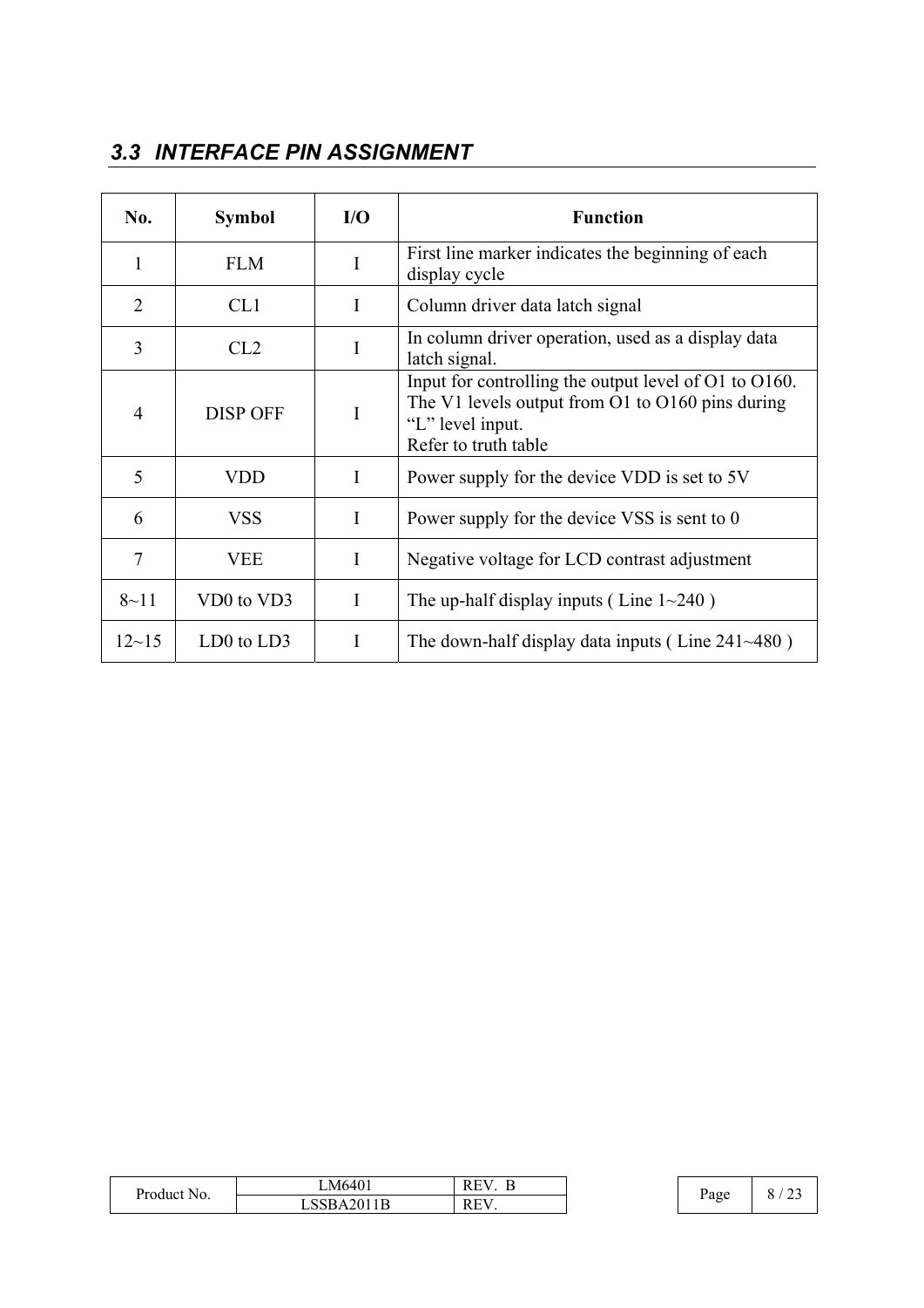## 3.3 INTERFACE PIN ASSIGNMENT

| No. | Symbol | I/O | Function |
|---|---|---|---|
| 1 | FLM | I | First line marker indicates the beginning of each display cycle |
| 2 | CL1 | I | Column driver data latch signal |
| 3 | CL2 | I | In column driver operation, used as a display data latch signal. |
| 4 | DISP OFF | I | Input for controlling the output level of O1 to O160. The V1 levels output from O1 to O160 pins during “L” level input. Refer to truth table |
| 5 | VDD | I | Power supply for the device VDD is set to 5V |
| 6 | VSS | I | Power supply for the device VSS is sent to 0 |
| 7 | VEE | I | Negative voltage for LCD contrast adjustment |
| 8~11 | VD0 to VD3 | I | The up-half display inputs ( Line 1~240 ) |
| 12~15 | LD0 to LD3 | I | The down-half display data inputs ( Line 241~480 ) |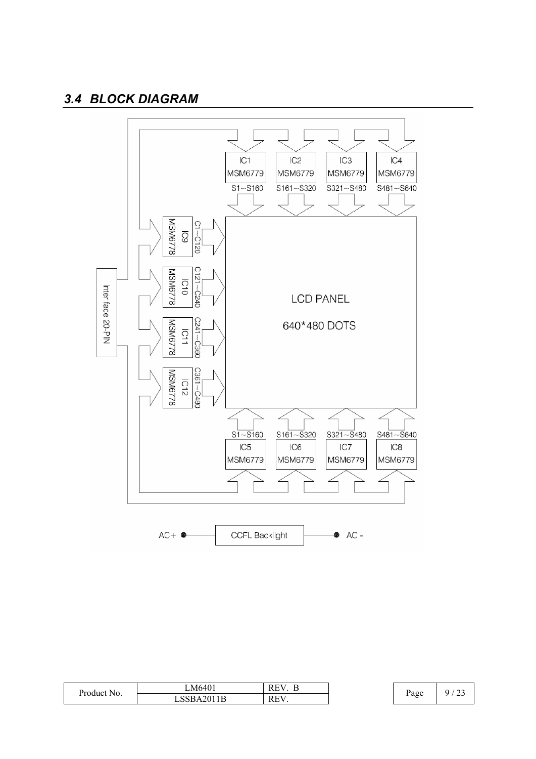### 3.4 BLOCK DIAGRAM

Inter face 20-PIN

IC1 MSM6779 S1~S160

IC2 MSM6779 S161~S320

IC3 MSM6779 S321~S480

IC4 MSM6779 S481~S640

IC9 MSM6778 C1~C120

IC10 MSM6778 C121~C240

IC11 MSM6778 C241~C360

IC12 MSM6778 C361~C480

LCD PANEL

640*480 DOTS

S1~S160 IC5 MSM6779

S161~S320 IC6 MSM6779

S321~S480 IC7 MSM6779

S481~S640 IC8 MSM6779

AC+ — CCFL Backlight — AC -

| Product No. | LM6401 | REV. B |
| --- | --- | --- |
| | LSSBA2011B | REV. |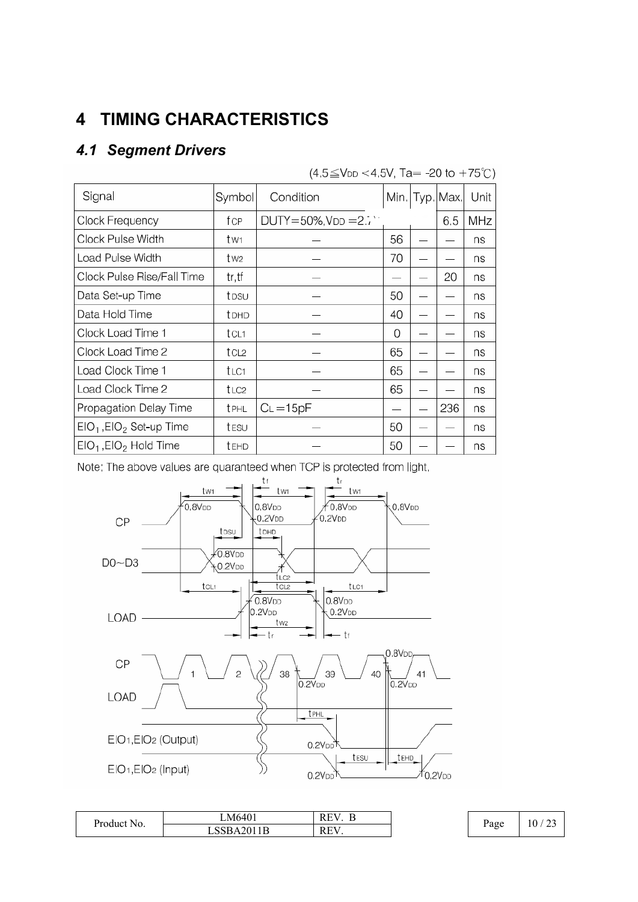# 4 TIMING CHARACTERISTICS

## *4.1 Segment Drivers*

(4.5≦$V_{DD}$ <4.5V, Ta= -20 to +75℃)

| Signal | Symbol | Condition | Min. | Typ. | Max. | Unit |
|---|---|---|---|---|---|---|
| Clock Frequency | $f_{CP}$ | DUTY=50%, $V_{DD}$ =2.7V | | | 6.5 | MHz |
| Clock Pulse Width | $t_{W1}$ | — | 56 | — | — | ns |
| Load Pulse Width | $t_{W2}$ | — | 70 | — | — | ns |
| Clock Pulse Rise/Fall Time | tr,tf | — | — | — | 20 | ns |
| Data Set-up Time | $t_{DSU}$ | — | 50 | — | — | ns |
| Data Hold Time | $t_{DHD}$ | — | 40 | — | — | ns |
| Clock Load Time 1 | $t_{CL1}$ | — | 0 | — | — | ns |
| Clock Load Time 2 | $t_{CL2}$ | — | 65 | — | — | ns |
| Load Clock Time 1 | $t_{LC1}$ | — | 65 | — | — | ns |
| Load Clock Time 2 | $t_{LC2}$ | — | 65 | — | — | ns |
| Propagation Delay Time | $t_{PHL}$ | $C_L$ =15pF | — | — | 236 | ns |
| $EIO_1$, $EIO_2$ Set-up Time | $t_{ESU}$ | — | 50 | — | — | ns |
| $EIO_1$, $EIO_2$ Hold Time | $t_{EHD}$ | — | 50 | — | — | ns |

Note: The above values are quaranteed when TCP is protected from light.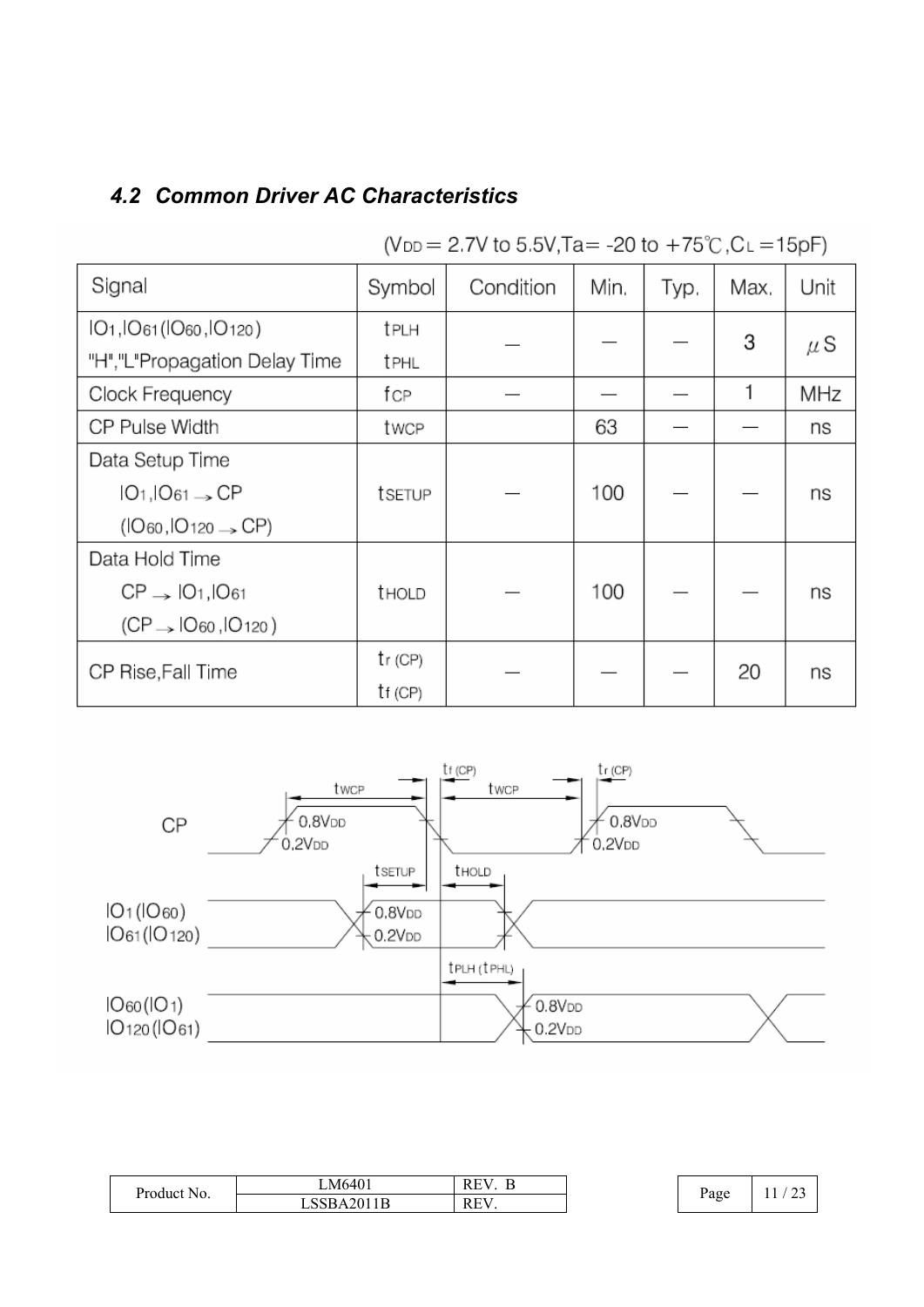## 4.2 Common Driver AC Characteristics

($V_{DD}$ = 2.7V to 5.5V, Ta = -20 to +75℃, $C_L$ = 15pF)

| Signal | Symbol | Condition | Min. | Typ. | Max. | Unit |
|---|---|---|---|---|---|---|
| $IO_1$, $IO_{61}$ ($IO_{60}$, $IO_{120}$) "H","L" Propagation Delay Time | $t_{PLH}$ $t_{PHL}$ | — | — | — | 3 | μS |
| Clock Frequency | $f_{CP}$ | — | — | — | 1 | MHz |
| CP Pulse Width | $t_{WCP}$ | | 63 | — | — | ns |
| Data Setup Time $IO_1$, $IO_{61}$ → CP ($IO_{60}$, $IO_{120}$ → CP) | $t_{SETUP}$ | — | 100 | — | — | ns |
| Data Hold Time CP → $IO_1$, $IO_{61}$ (CP → $IO_{60}$, $IO_{120}$) | $t_{HOLD}$ | — | 100 | — | — | ns |
| CP Rise, Fall Time | $t_{r\,(CP)}$ $t_{f\,(CP)}$ | — | — | — | 20 | ns |

CP: $t_{WCP}$, $t_{f\,(CP)}$, $t_{WCP}$, $t_{r\,(CP)}$, 0.8$V_{DD}$, 0.2$V_{DD}$

$IO_1$ ($IO_{60}$), $IO_{61}$ ($IO_{120}$): $t_{SETUP}$, $t_{HOLD}$, 0.8$V_{DD}$, 0.2$V_{DD}$

$IO_{60}$ ($IO_1$), $IO_{120}$ ($IO_{61}$): $t_{PLH}$ ($t_{PHL}$), 0.8$V_{DD}$, 0.2$V_{DD}$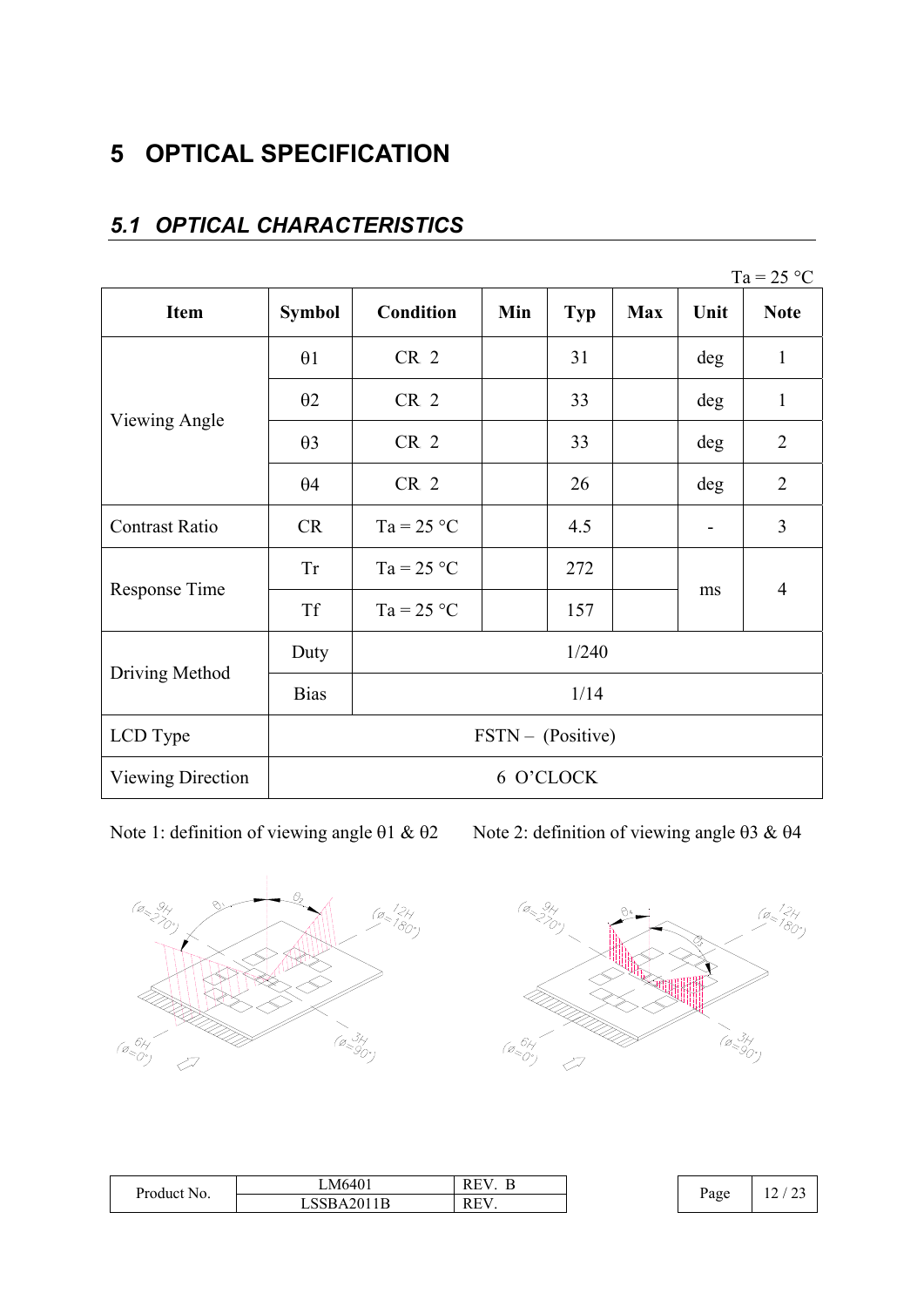# 5 OPTICAL SPECIFICATION

## *5.1 OPTICAL CHARACTERISTICS*

Ta = 25 °C

| Item | Symbol | Condition | Min | Typ | Max | Unit | Note |
|---|---|---|---|---|---|---|---|
| Viewing Angle | θ1 | CR 2 | | 31 | | deg | 1 |
| | θ2 | CR 2 | | 33 | | deg | 1 |
| | θ3 | CR 2 | | 33 | | deg | 2 |
| | θ4 | CR 2 | | 26 | | deg | 2 |
| Contrast Ratio | CR | Ta = 25 °C | | 4.5 | | - | 3 |
| Response Time | Tr | Ta = 25 °C | | 272 | | ms | 4 |
| | Tf | Ta = 25 °C | | 157 | | | |
| Driving Method | Duty | 1/240 | | | | | |
| | Bias | 1/14 | | | | | |
| LCD Type | FSTN – (Positive) | | | | | | |
| Viewing Direction | 6 O'CLOCK | | | | | | |

Note 1: definition of viewing angle θ1 & θ2

Note 2: definition of viewing angle θ3 & θ4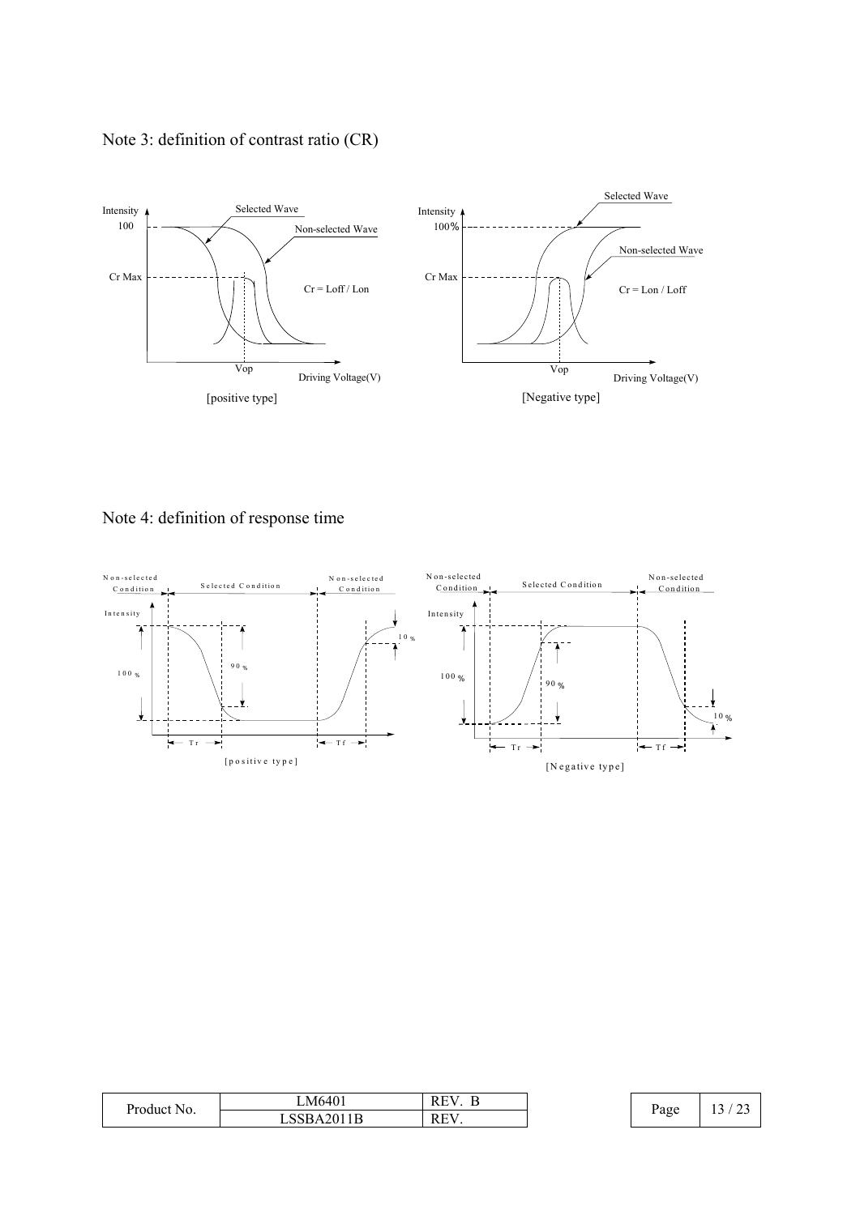Note 3: definition of contrast ratio (CR)

Intensity 100 — Selected Wave — Non-selected Wave — Cr Max — $Cr = Loff / Lon$ — Vop — Driving Voltage(V)

[positive type]

Intensity 100% — Selected Wave — Non-selected Wave — Cr Max — $Cr = Lon / Loff$ — Vop — Driving Voltage(V)

[Negative type]

Note 4: definition of response time

Non-selected Condition — Selected Condition — Non-selected Condition — Intensity — 100 % — 90 % — 10 % — Tr — Tf

[positive type]

Non-selected Condition — Selected Condition — Non-selected Condition — Intensity — 100 % — 90 % — 10 % — Tr — Tf

[Negative type]

| Product No. | LM6401 | REV. B |
| --- | --- | --- |
| | LSSBA2011B | REV. |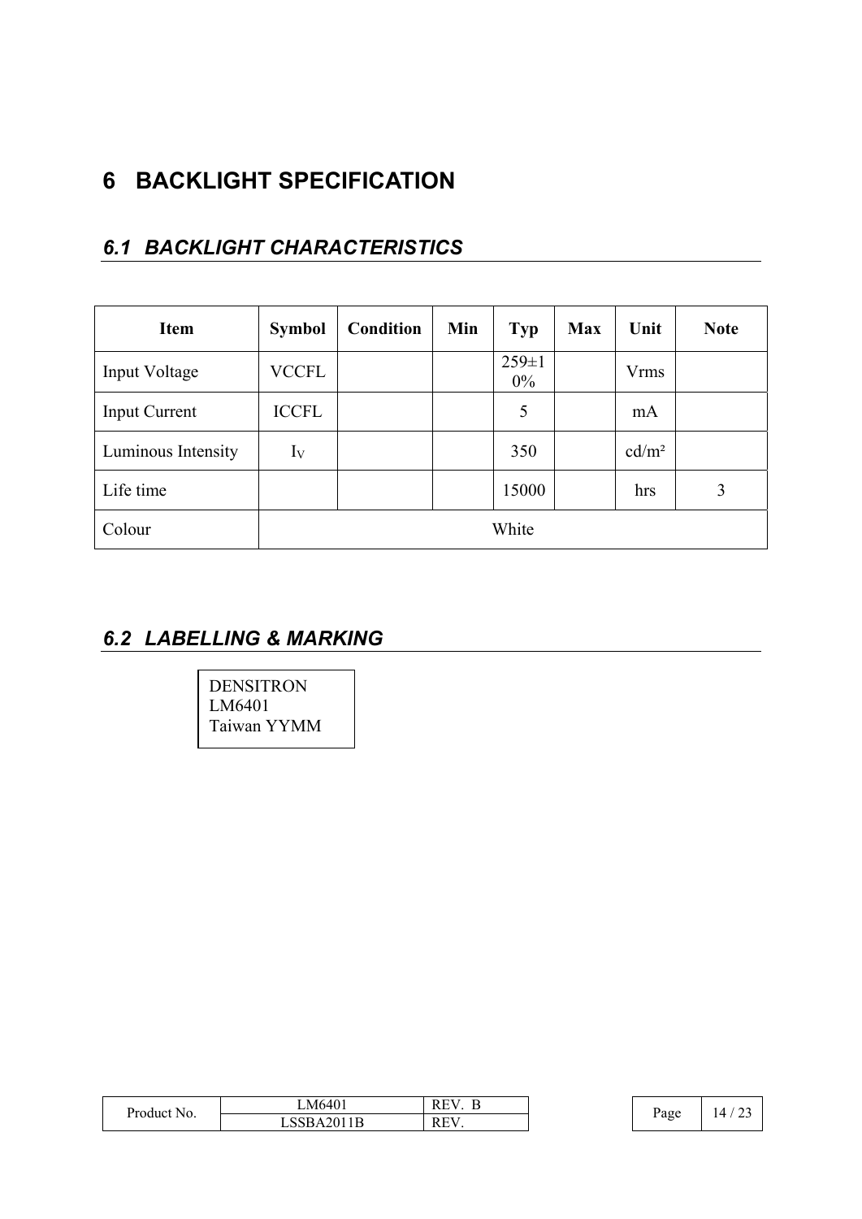# 6 BACKLIGHT SPECIFICATION

## *6.1 BACKLIGHT CHARACTERISTICS*

| Item | Symbol | Condition | Min | Typ | Max | Unit | Note |
|---|---|---|---|---|---|---|---|
| Input Voltage | VCCFL | | | 259±10% | | Vrms | |
| Input Current | ICCFL | | | 5 | | mA | |
| Luminous Intensity | $I_V$ | | | 350 | | cd/m² | |
| Life time | | | | 15000 | | hrs | 3 |
| Colour | White | | | | | | |

## *6.2 LABELLING & MARKING*

DENSITRON
LM6401
Taiwan YYMM

| Product No. | LM6401 | REV. B |
|---|---|---|
| | LSSBA2011B | REV. |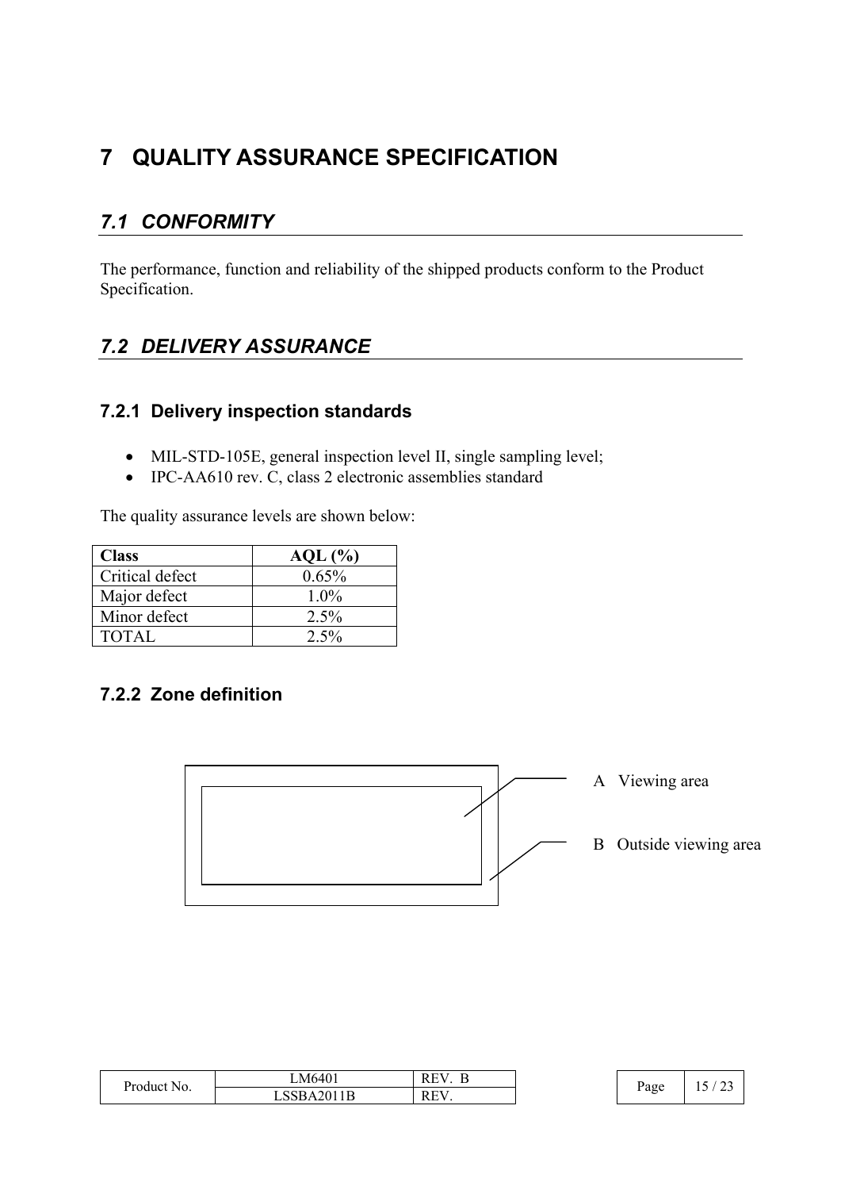# 7 QUALITY ASSURANCE SPECIFICATION

## *7.1 CONFORMITY*

The performance, function and reliability of the shipped products conform to the Product Specification.

## *7.2 DELIVERY ASSURANCE*

### 7.2.1 Delivery inspection standards

- MIL-STD-105E, general inspection level II, single sampling level;
- IPC-AA610 rev. C, class 2 electronic assemblies standard

The quality assurance levels are shown below:

| **Class** | **AQL (%)** |
|---|---|
| Critical defect | 0.65% |
| Major defect | 1.0% |
| Minor defect | 2.5% |
| TOTAL | 2.5% |

### 7.2.2 Zone definition

A Viewing area

B Outside viewing area

| Product No. | LM6401 | REV. B |
|---|---|---|
| | LSSBA2011B | REV. |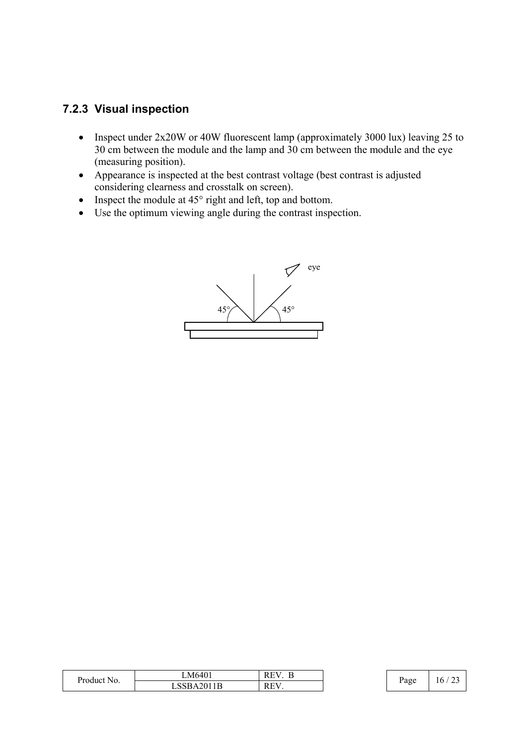### 7.2.3 Visual inspection

- Inspect under 2x20W or 40W fluorescent lamp (approximately 3000 lux) leaving 25 to 30 cm between the module and the lamp and 30 cm between the module and the eye (measuring position).
- Appearance is inspected at the best contrast voltage (best contrast is adjusted considering clearness and crosstalk on screen).
- Inspect the module at 45° right and left, top and bottom.
- Use the optimum viewing angle during the contrast inspection.

eye

45° 45°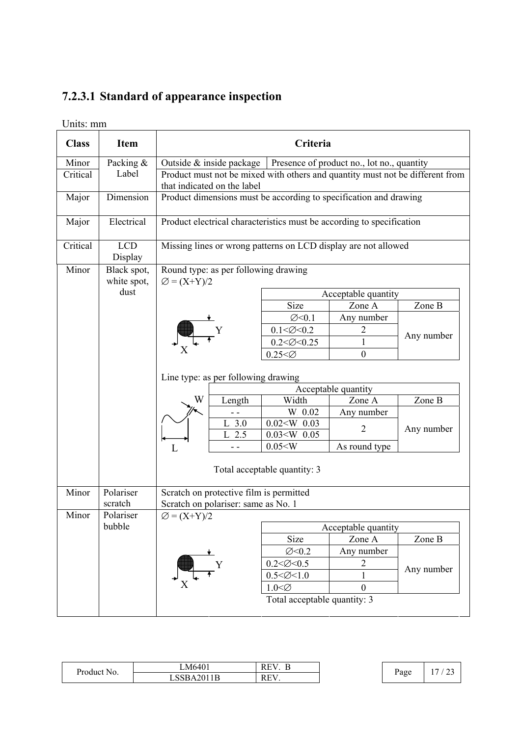### 7.2.3.1 Standard of appearance inspection

Units: mm

| Class | Item | Criteria |
|---|---|---|
| Minor | Packing & Label | Outside & inside package: Presence of product no., lot no., quantity |
| Critical | | Product must not be mixed with others and quantity must not be different from that indicated on the label |
| Major | Dimension | Product dimensions must be according to specification and drawing |
| Major | Electrical | Product electrical characteristics must be according to specification |
| Critical | LCD Display | Missing lines or wrong patterns on LCD display are not allowed |
| Minor | Black spot, white spot, dust | Round type: as per following drawing<br>∅ = (X+Y)/2<br>(see Round type table below)<br>Line type: as per following drawing<br>(see Line type table below)<br>Total acceptable quantity: 3 |
| Minor | Polariser scratch | Scratch on protective film is permitted<br>Scratch on polariser: same as No. 1 |
| Minor | Polariser bubble | ∅ = (X+Y)/2<br>(see Polariser bubble table below)<br>Total acceptable quantity: 3 |

**Black spot, white spot, dust — Round type** (∅ = (X+Y)/2)

| Size | Acceptable quantity Zone A | Acceptable quantity Zone B |
|---|---|---|
| ∅<0.1 | Any number | Any number |
| 0.1<∅<0.2 | 2 | |
| 0.2<∅<0.25 | 1 | |
| 0.25<∅ | 0 | |

**Black spot, white spot, dust — Line type**

| Length | Width | Acceptable quantity Zone A | Acceptable quantity Zone B |
|---|---|---|---|
| - - | W 0.02 | Any number | Any number |
| L 3.0 | 0.02<W 0.03 | 2 | |
| L 2.5 | 0.03<W 0.05 | | |
| - - | 0.05<W | As round type | |

Total acceptable quantity: 3

**Polariser bubble** (∅ = (X+Y)/2)

| Size | Acceptable quantity Zone A | Acceptable quantity Zone B |
|---|---|---|
| ∅<0.2 | Any number | Any number |
| 0.2<∅<0.5 | 2 | |
| 0.5<∅<1.0 | 1 | |
| 1.0<∅ | 0 | |

Total acceptable quantity: 3

| Product No. | LM6401 | REV. B |
|---|---|---|
| | LSSBA2011B | REV. |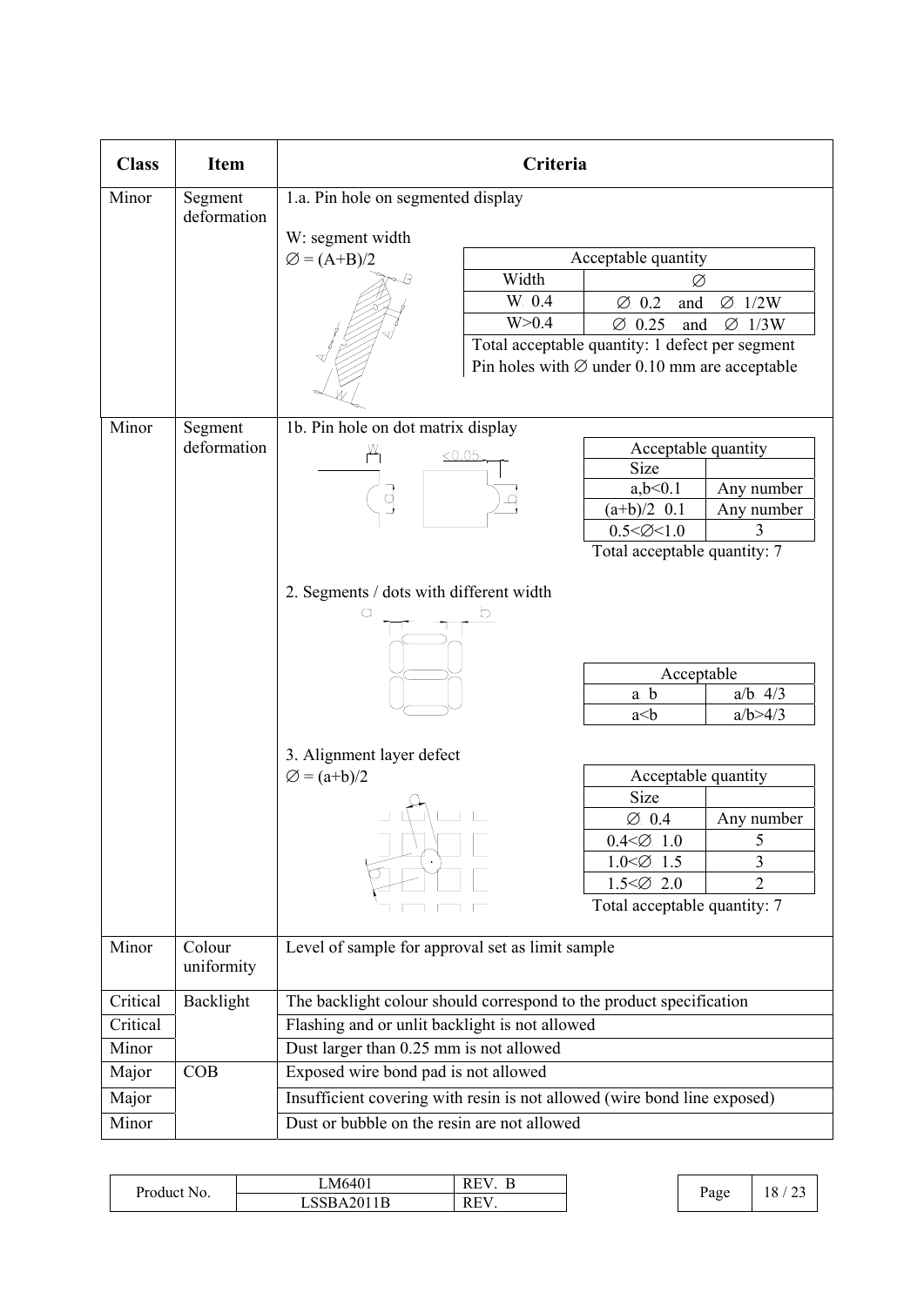| Class | Item | Criteria |
|---|---|---|
| Minor | Segment deformation | 1.a. Pin hole on segmented display<br><br>W: segment width<br>∅ = (A+B)/2<br><br>Acceptable quantity:<br>Width: W 0.4 → ∅: ∅ 0.2 and ∅ 1/2W<br>Width: W>0.4 → ∅: ∅ 0.25 and ∅ 1/3W<br>Total acceptable quantity: 1 defect per segment<br>Pin holes with ∅ under 0.10 mm are acceptable |
| Minor | Segment deformation | 1b. Pin hole on dot matrix display<br><br>Acceptable quantity:<br>Size a,b<0.1 → Any number<br>Size (a+b)/2 0.1 → Any number<br>Size 0.5<∅<1.0 → 3<br>Total acceptable quantity: 7<br><br>2. Segments / dots with different width<br><br>Acceptable:<br>a b → a/b 4/3<br>a<b → a/b>4/3<br><br>3. Alignment layer defect<br>∅ = (a+b)/2<br><br>Acceptable quantity:<br>Size ∅ 0.4 → Any number<br>Size 0.4<∅ 1.0 → 5<br>Size 1.0<∅ 1.5 → 3<br>Size 1.5<∅ 2.0 → 2<br>Total acceptable quantity: 7 |
| Minor | Colour uniformity | Level of sample for approval set as limit sample |
| Critical | Backlight | The backlight colour should correspond to the product specification |
| Critical | | Flashing and or unlit backlight is not allowed |
| Minor | | Dust larger than 0.25 mm is not allowed |
| Major | COB | Exposed wire bond pad is not allowed |
| Major | | Insufficient covering with resin is not allowed (wire bond line exposed) |
| Minor | | Dust or bubble on the resin are not allowed |

| Product No. | LM6401 | REV. B |
|---|---|---|
| | LSSBA2011B | REV. |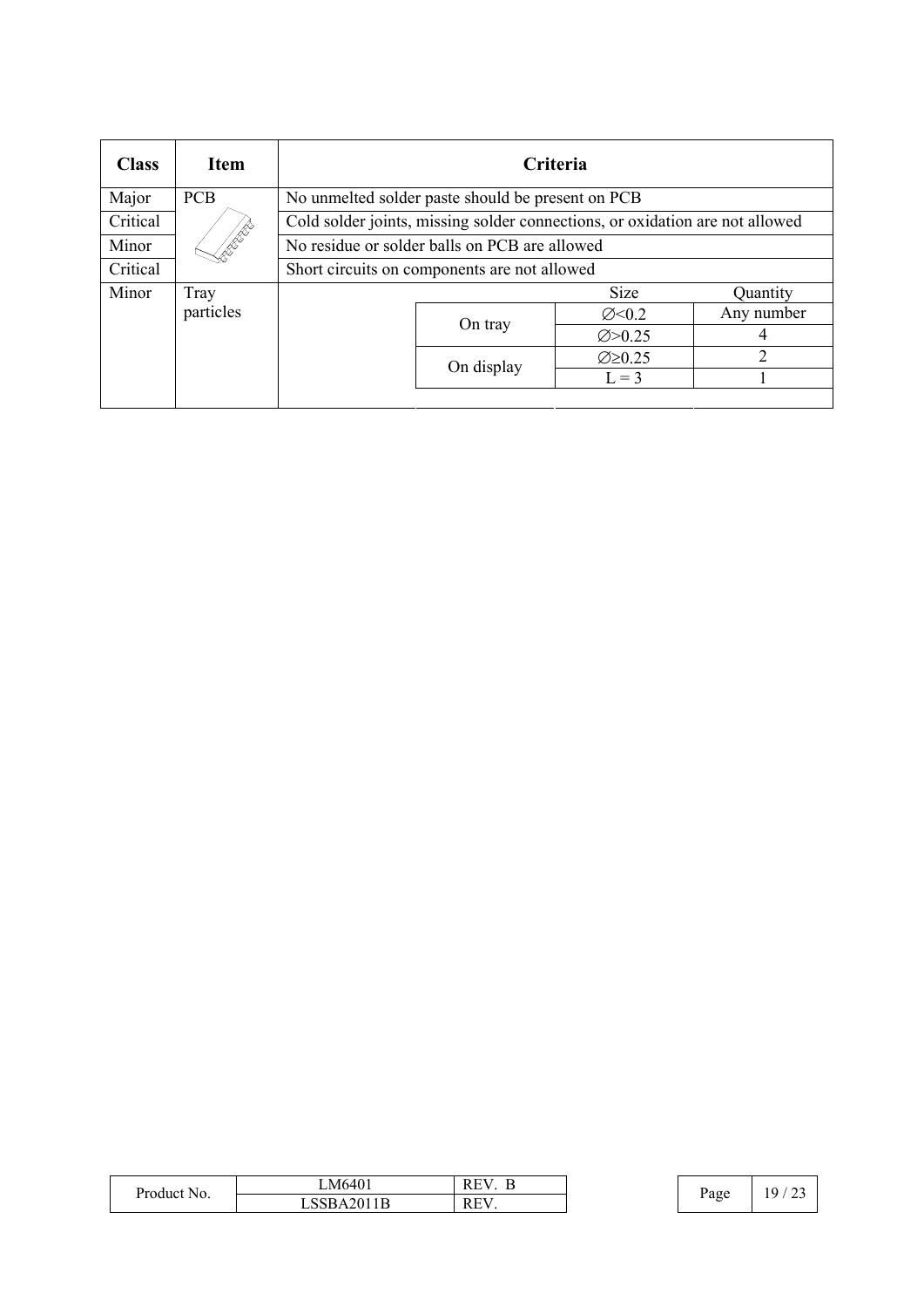| Class | Item | Criteria | | | |
|---|---|---|---|---|---|
| Major | PCB | No unmelted solder paste should be present on PCB | | | |
| Critical | | Cold solder joints, missing solder connections, or oxidation are not allowed | | | |
| Minor | | No residue or solder balls on PCB are allowed | | | |
| Critical | | Short circuits on components are not allowed | | | |
| Minor | Tray particles | | | Size | Quantity |
| | | | On tray | ∅<0.2 | Any number |
| | | | | ∅>0.25 | 4 |
| | | | On display | ∅≥0.25 | 2 |
| | | | | L = 3 | 1 |

| Product No. | LM6401 | REV. B |
|---|---|---|
| | LSSBA2011B | REV. |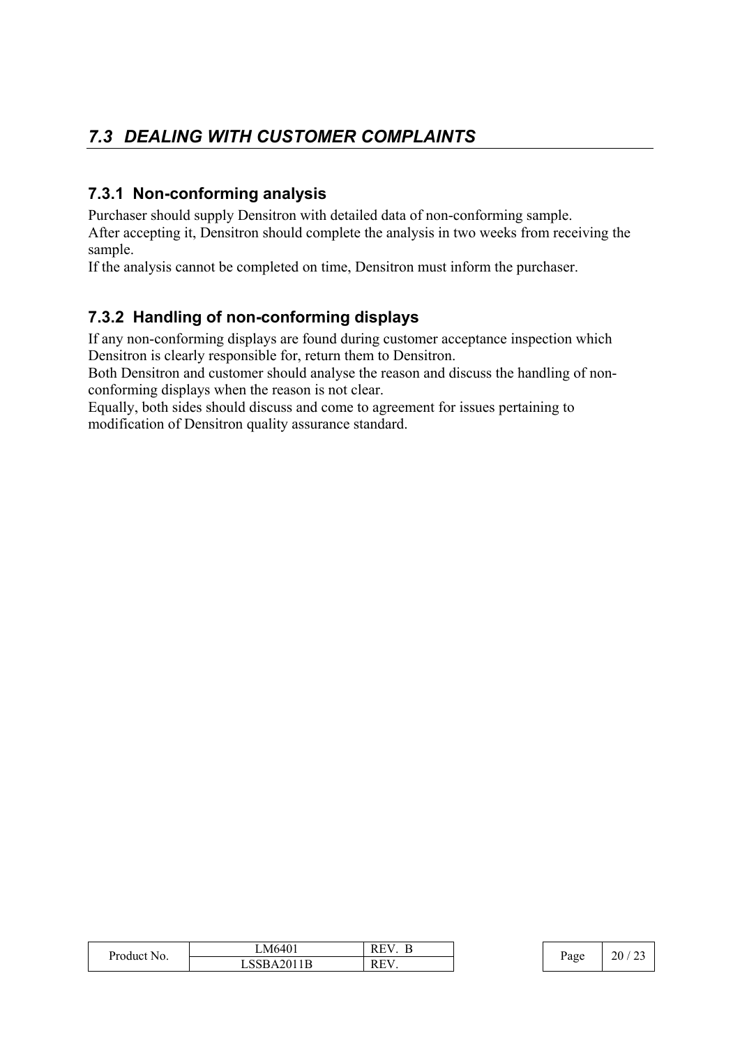## *7.3 DEALING WITH CUSTOMER COMPLAINTS*

### 7.3.1 Non-conforming analysis

Purchaser should supply Densitron with detailed data of non-conforming sample.
After accepting it, Densitron should complete the analysis in two weeks from receiving the sample.
If the analysis cannot be completed on time, Densitron must inform the purchaser.

### 7.3.2 Handling of non-conforming displays

If any non-conforming displays are found during customer acceptance inspection which Densitron is clearly responsible for, return them to Densitron.
Both Densitron and customer should analyse the reason and discuss the handling of non-conforming displays when the reason is not clear.
Equally, both sides should discuss and come to agreement for issues pertaining to modification of Densitron quality assurance standard.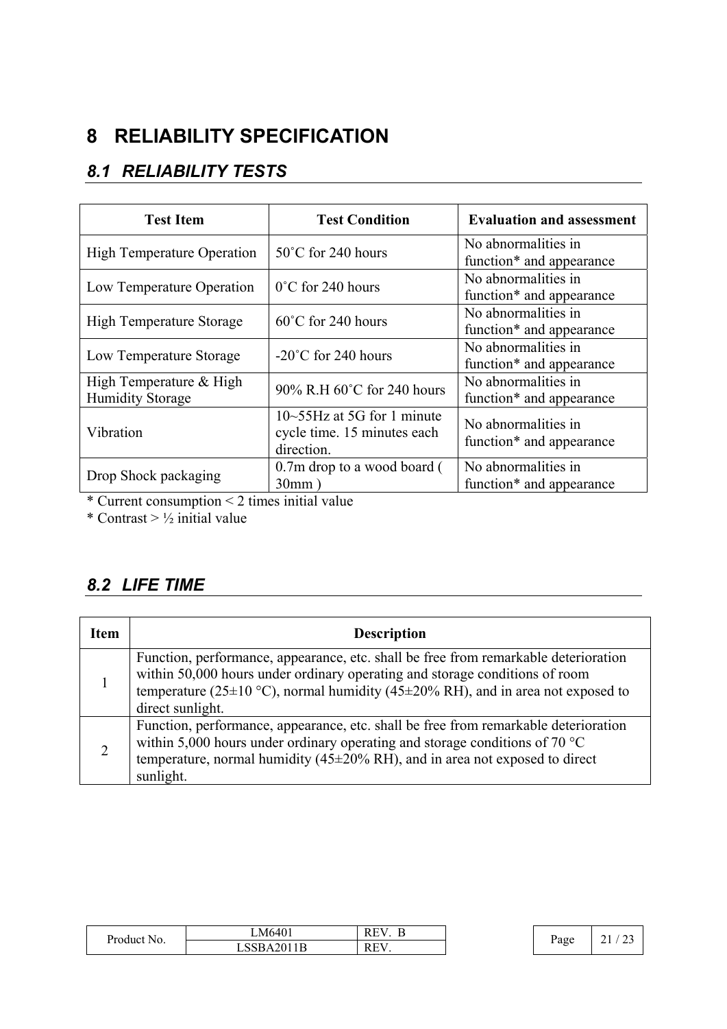# 8 RELIABILITY SPECIFICATION

## 8.1 RELIABILITY TESTS

| Test Item | Test Condition | Evaluation and assessment |
|---|---|---|
| High Temperature Operation | 50˚C for 240 hours | No abnormalities in function* and appearance |
| Low Temperature Operation | 0˚C for 240 hours | No abnormalities in function* and appearance |
| High Temperature Storage | 60˚C for 240 hours | No abnormalities in function* and appearance |
| Low Temperature Storage | -20˚C for 240 hours | No abnormalities in function* and appearance |
| High Temperature & High Humidity Storage | 90% R.H 60˚C for 240 hours | No abnormalities in function* and appearance |
| Vibration | 10~55Hz at 5G for 1 minute cycle time. 15 minutes each direction. | No abnormalities in function* and appearance |
| Drop Shock packaging | 0.7m drop to a wood board ( 30mm ) | No abnormalities in function* and appearance |

* Current consumption < 2 times initial value
* Contrast > ½ initial value

## 8.2 LIFE TIME

| Item | Description |
|---|---|
| 1 | Function, performance, appearance, etc. shall be free from remarkable deterioration within 50,000 hours under ordinary operating and storage conditions of room temperature (25±10 °C), normal humidity (45±20% RH), and in area not exposed to direct sunlight. |
| 2 | Function, performance, appearance, etc. shall be free from remarkable deterioration within 5,000 hours under ordinary operating and storage conditions of 70 °C temperature, normal humidity (45±20% RH), and in area not exposed to direct sunlight. |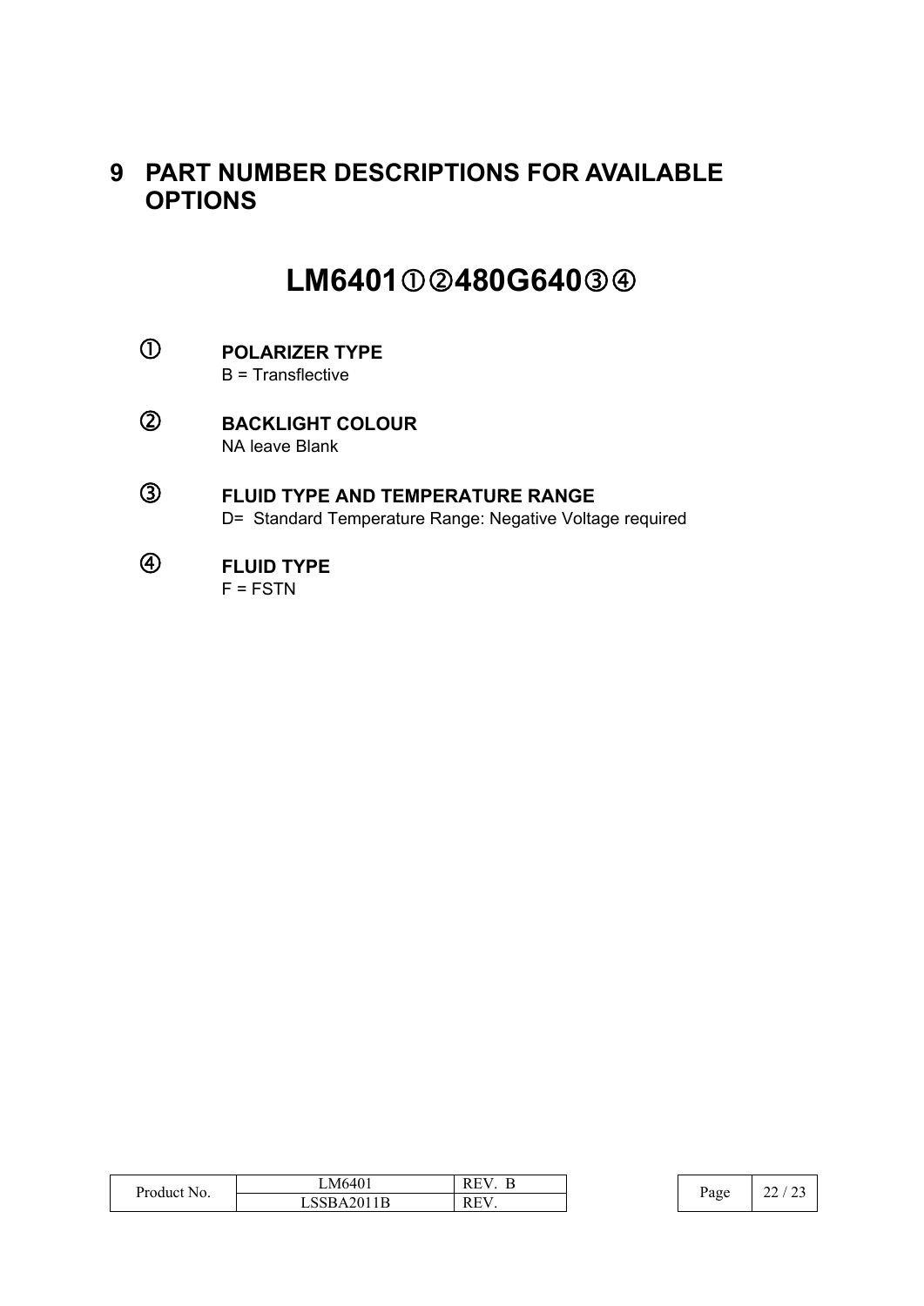# 9 PART NUMBER DESCRIPTIONS FOR AVAILABLE OPTIONS

## LM6401①②480G640③④

① **POLARIZER TYPE**
B = Transflective

② **BACKLIGHT COLOUR**
NA leave Blank

③ **FLUID TYPE AND TEMPERATURE RANGE**
D= Standard Temperature Range: Negative Voltage required

④ **FLUID TYPE**
F = FSTN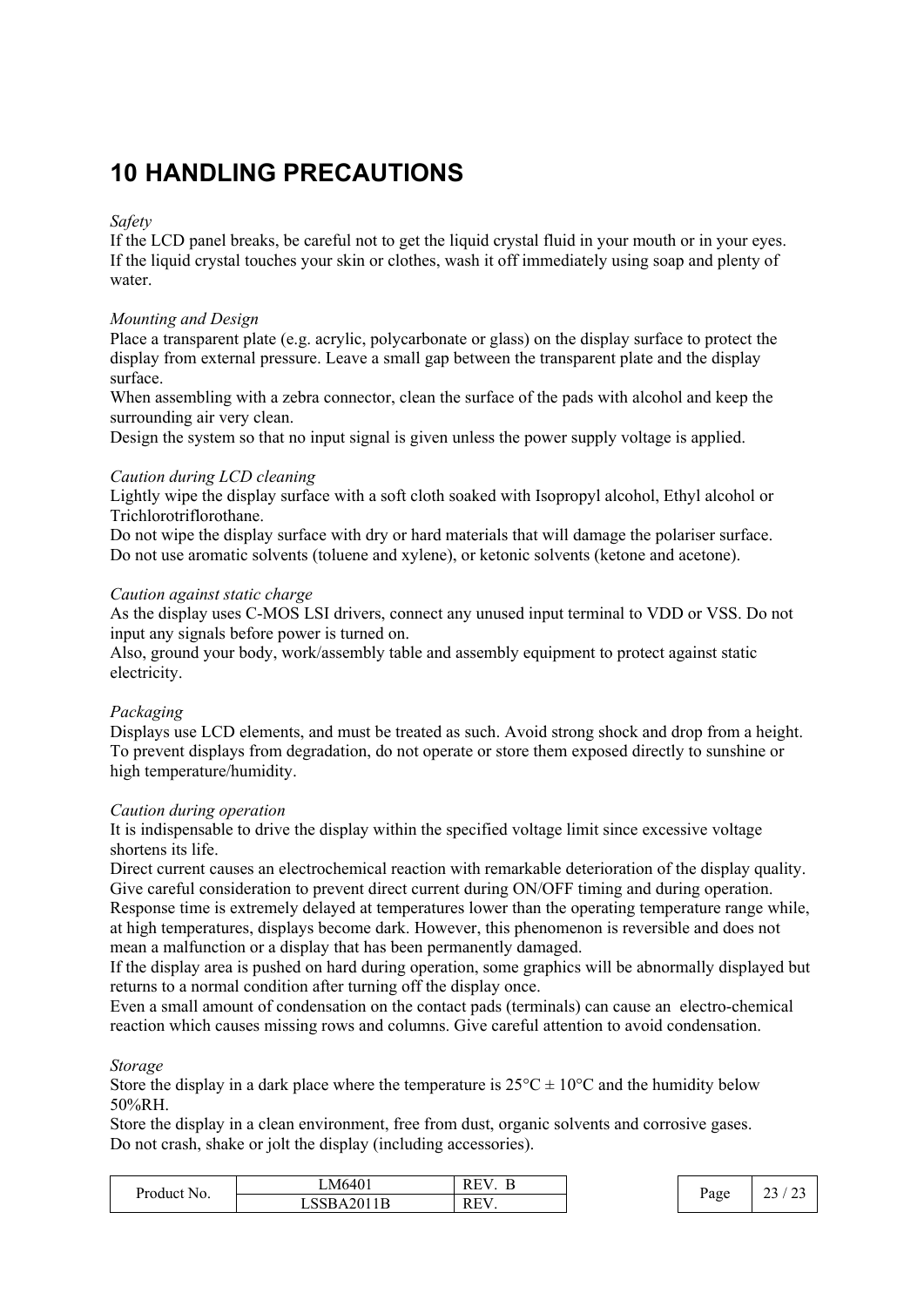# 10 HANDLING PRECAUTIONS

*Safety*
If the LCD panel breaks, be careful not to get the liquid crystal fluid in your mouth or in your eyes.
If the liquid crystal touches your skin or clothes, wash it off immediately using soap and plenty of water.

*Mounting and Design*
Place a transparent plate (e.g. acrylic, polycarbonate or glass) on the display surface to protect the display from external pressure. Leave a small gap between the transparent plate and the display surface.
When assembling with a zebra connector, clean the surface of the pads with alcohol and keep the surrounding air very clean.
Design the system so that no input signal is given unless the power supply voltage is applied.

*Caution during LCD cleaning*
Lightly wipe the display surface with a soft cloth soaked with Isopropyl alcohol, Ethyl alcohol or Trichlorotriflorothane.
Do not wipe the display surface with dry or hard materials that will damage the polariser surface.
Do not use aromatic solvents (toluene and xylene), or ketonic solvents (ketone and acetone).

*Caution against static charge*
As the display uses C-MOS LSI drivers, connect any unused input terminal to VDD or VSS. Do not input any signals before power is turned on.
Also, ground your body, work/assembly table and assembly equipment to protect against static electricity.

*Packaging*
Displays use LCD elements, and must be treated as such. Avoid strong shock and drop from a height.
To prevent displays from degradation, do not operate or store them exposed directly to sunshine or high temperature/humidity.

*Caution during operation*
It is indispensable to drive the display within the specified voltage limit since excessive voltage shortens its life.
Direct current causes an electrochemical reaction with remarkable deterioration of the display quality.
Give careful consideration to prevent direct current during ON/OFF timing and during operation.
Response time is extremely delayed at temperatures lower than the operating temperature range while, at high temperatures, displays become dark. However, this phenomenon is reversible and does not mean a malfunction or a display that has been permanently damaged.
If the display area is pushed on hard during operation, some graphics will be abnormally displayed but returns to a normal condition after turning off the display once.
Even a small amount of condensation on the contact pads (terminals) can cause an electro-chemical reaction which causes missing rows and columns. Give careful attention to avoid condensation.

*Storage*
Store the display in a dark place where the temperature is 25°C ± 10°C and the humidity below 50%RH.
Store the display in a clean environment, free from dust, organic solvents and corrosive gases.
Do not crash, shake or jolt the display (including accessories).

| | | |
|---|---|---|
| Product No. | LM6401 | REV. B |
| | LSSBA2011B | REV. |